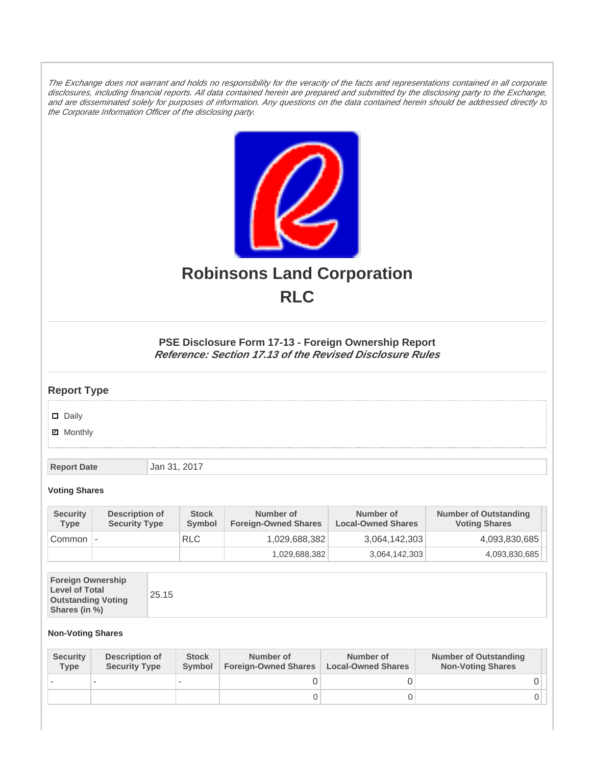*The Exchange does not warrant and holds no responsibility for the veracity of the facts and representations contained in all corporate disclosures, including financial reports. All data contained herein are prepared and submitted by the disclosing party to the Exchange, and are disseminated solely for purposes of information. Any questions on the data contained herein should be addressed directly to the Corporate Information Officer of the disclosing party.*

# Robinsons Land Corporation

# RLC

### PSE Disclosure Form 17-13 - Foreign Ownership Report

***Reference: Section 17.13 of the Revised Disclosure Rules***

## Report Type

- [ ] Daily
- [x] Monthly

| Report Date | Jan 31, 2017 |
|---|---|

**Voting Shares**

| Security Type | Description of Security Type | Stock Symbol | Number of Foreign-Owned Shares | Number of Local-Owned Shares | Number of Outstanding Voting Shares |
|---|---|---|---|---|---|
| Common | - | RLC | 1,029,688,382 | 3,064,142,303 | 4,093,830,685 |
| | | | 1,029,688,382 | 3,064,142,303 | 4,093,830,685 |

| Foreign Ownership Level of Total Outstanding Voting Shares (in %) | 25.15 |
|---|---|

**Non-Voting Shares**

| Security Type | Description of Security Type | Stock Symbol | Number of Foreign-Owned Shares | Number of Local-Owned Shares | Number of Outstanding Non-Voting Shares |
|---|---|---|---|---|---|
| - | - | - | 0 | 0 | 0 |
| | | | 0 | 0 | 0 |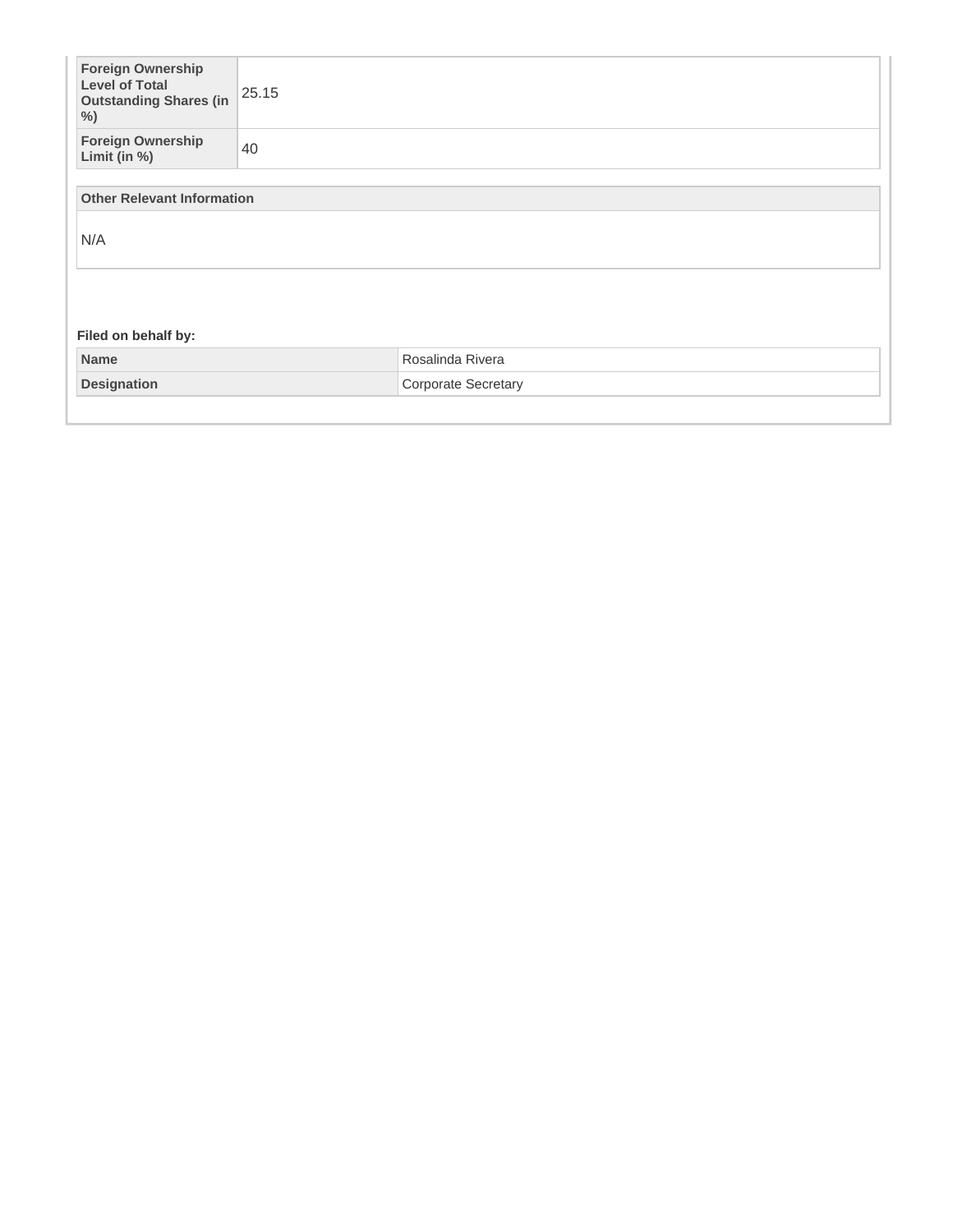| | |
|---|---|
| **Foreign Ownership Level of Total Outstanding Shares (in %)** | 25.15 |
| **Foreign Ownership Limit (in %)** | 40 |

| Other Relevant Information |
|---|
| N/A |

**Filed on behalf by:**

| | |
|---|---|
| **Name** | Rosalinda Rivera |
| **Designation** | Corporate Secretary |